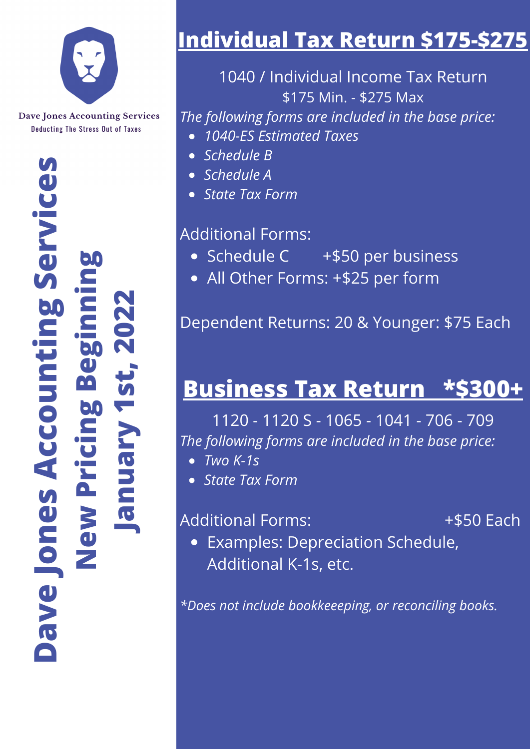Dave Jones Accounting Services

Deducting The Stress Out of Taxes

# Dave Jones Accounting Services

## New Pricing Beginning

## January 1st, 2022

## Individual Tax Return $175-$275

1040 / Individual Income Tax Return

$175 Min. - $275 Max

*The following forms are included in the base price:*

- *1040-ES Estimated Taxes*
- *Schedule B*
- *Schedule A*
- *State Tax Form*

Additional Forms:

- Schedule C +$50 per business
- All Other Forms: +$25 per form

Dependent Returns: 20 & Younger: $75 Each

## Business Tax Return *$300+

1120 - 1120 S - 1065 - 1041 - 706 - 709

*The following forms are included in the base price:*

- *Two K-1s*
- *State Tax Form*

Additional Forms: +$50 Each

- Examples: Depreciation Schedule, Additional K-1s, etc.

*\*Does not include bookkeeeping, or reconciling books.*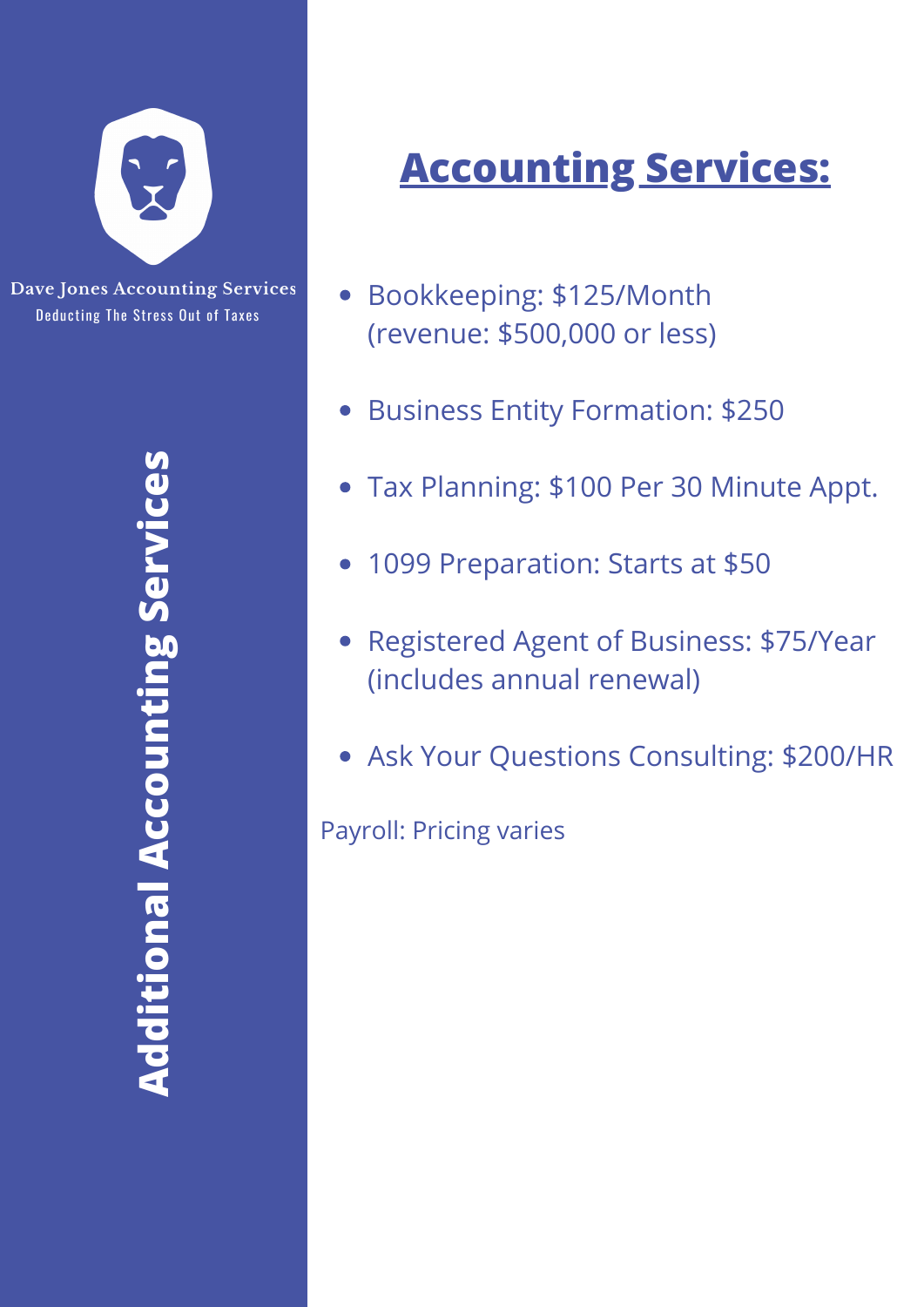Dave Jones Accounting Services

Deducting The Stress Out of Taxes

**Additional Accounting Services**

# Accounting Services:

- Bookkeeping: $125/Month (revenue: $500,000 or less)
- Business Entity Formation: $250
- Tax Planning: $100 Per 30 Minute Appt.
- 1099 Preparation: Starts at $50
- Registered Agent of Business: $75/Year (includes annual renewal)
- Ask Your Questions Consulting: $200/HR

Payroll: Pricing varies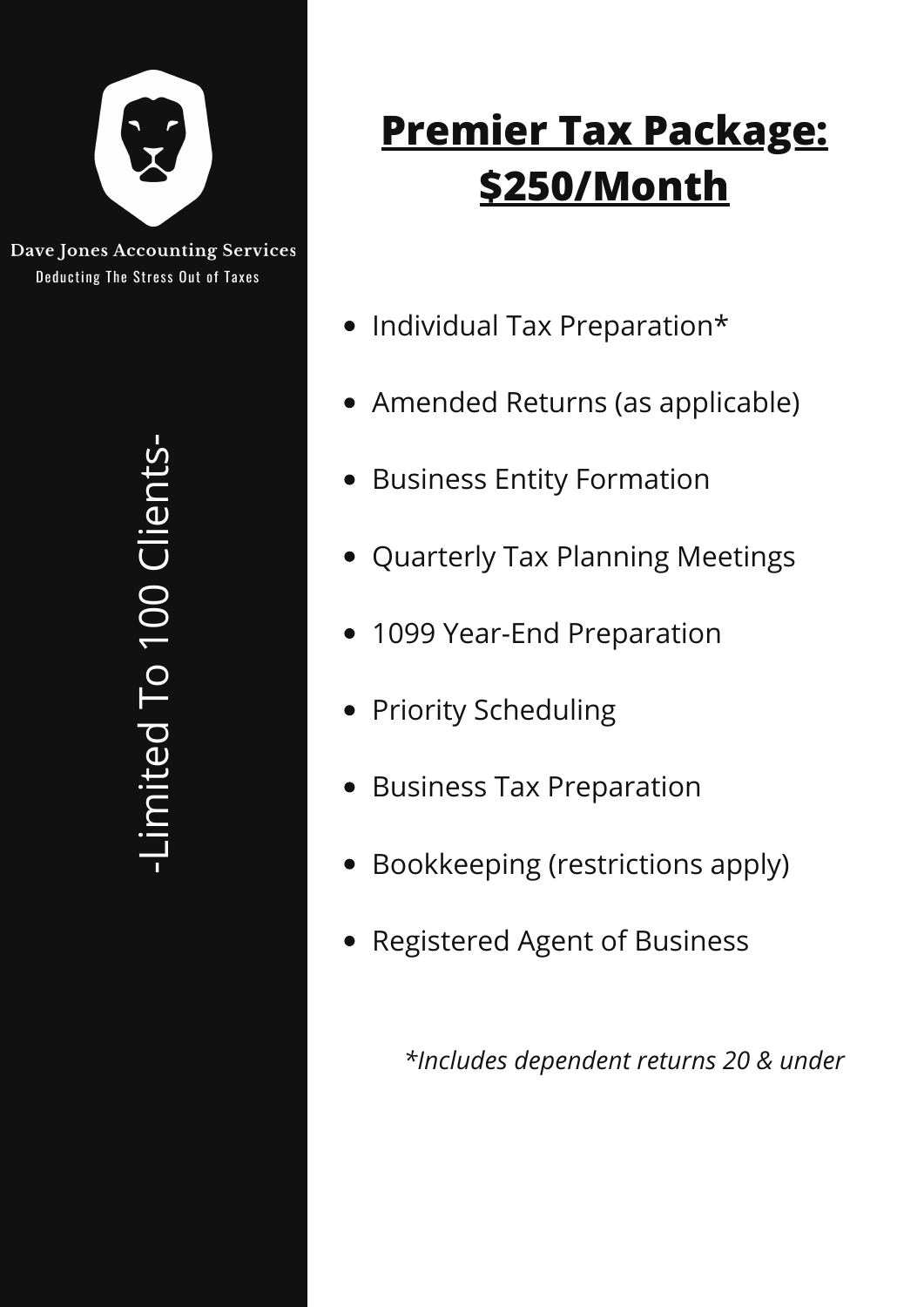Dave Jones Accounting Services

Deducting The Stress Out of Taxes

-Limited To 100 Clients-

# Premier Tax Package: $250/Month

- Individual Tax Preparation*
- Amended Returns (as applicable)
- Business Entity Formation
- Quarterly Tax Planning Meetings
- 1099 Year-End Preparation
- Priority Scheduling
- Business Tax Preparation
- Bookkeeping (restrictions apply)
- Registered Agent of Business

*\*Includes dependent returns 20 & under*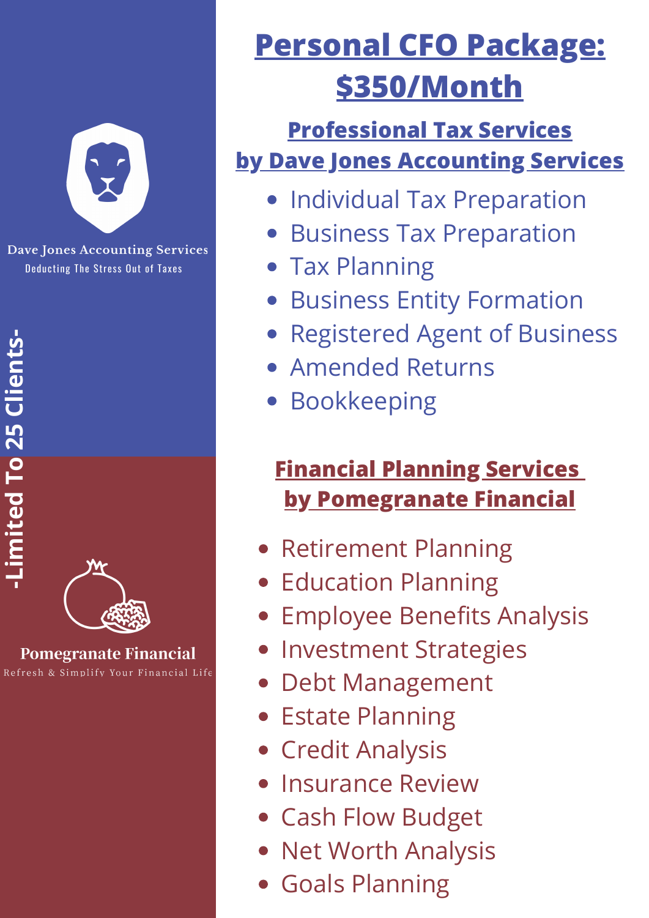Dave Jones Accounting Services

Deducting The Stress Out of Taxes

-Limited To 25 Clients-

Pomegranate Financial

Refresh & Simplify Your Financial Life

# Personal CFO Package: $350/Month

## Professional Tax Services by Dave Jones Accounting Services

- Individual Tax Preparation
- Business Tax Preparation
- Tax Planning
- Business Entity Formation
- Registered Agent of Business
- Amended Returns
- Bookkeeping

## Financial Planning Services by Pomegranate Financial

- Retirement Planning
- Education Planning
- Employee Benefits Analysis
- Investment Strategies
- Debt Management
- Estate Planning
- Credit Analysis
- Insurance Review
- Cash Flow Budget
- Net Worth Analysis
- Goals Planning